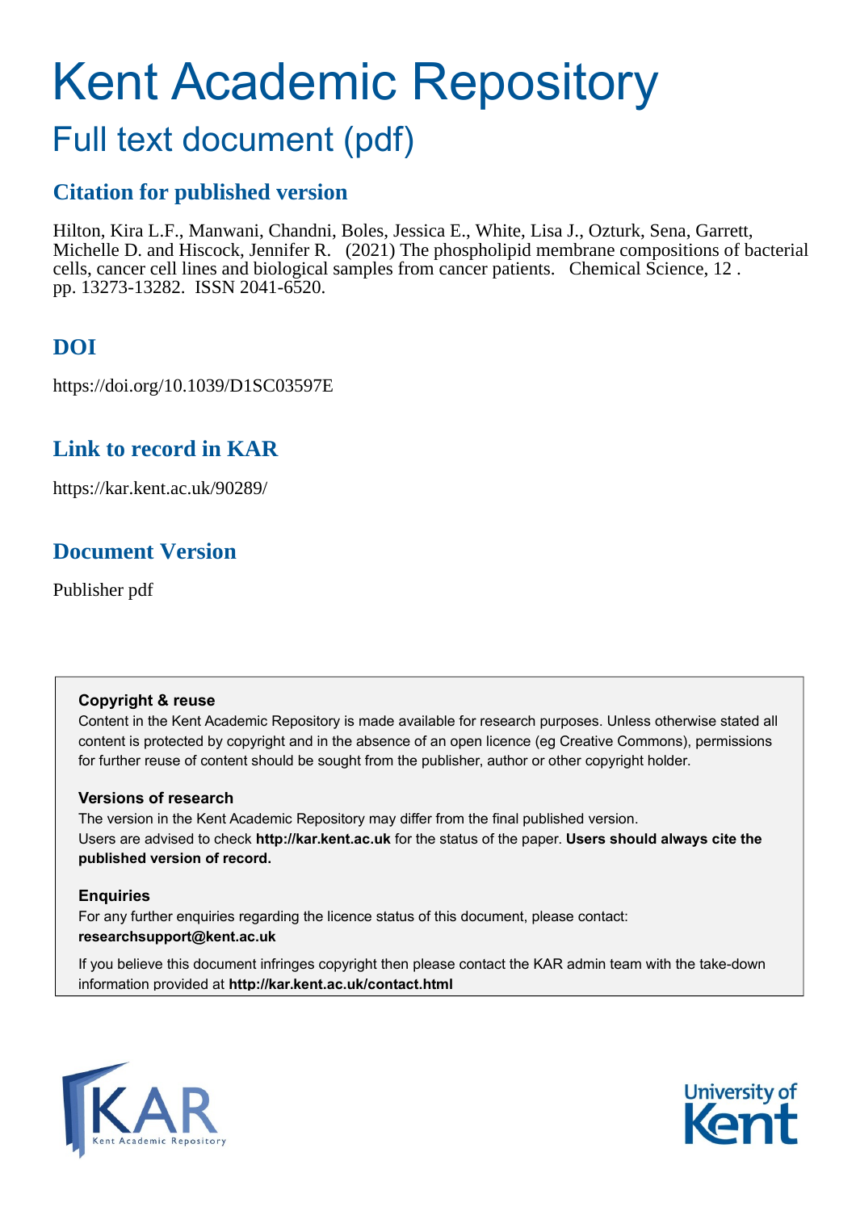# Kent Academic Repository

## Full text document (pdf)

### Citation for published version

Hilton, Kira L.F., Manwani, Chandni, Boles, Jessica E., White, Lisa J., Ozturk, Sena, Garrett, Michelle D. and Hiscock, Jennifer R. (2021) The phospholipid membrane compositions of bacterial cells, cancer cell lines and biological samples from cancer patients. Chemical Science, 12 . pp. 13273-13282. ISSN 2041-6520.

### DOI

https://doi.org/10.1039/D1SC03597E

### Link to record in KAR

https://kar.kent.ac.uk/90289/

### Document Version

Publisher pdf

**Copyright & reuse**

Content in the Kent Academic Repository is made available for research purposes. Unless otherwise stated all content is protected by copyright and in the absence of an open licence (eg Creative Commons), permissions for further reuse of content should be sought from the publisher, author or other copyright holder.

**Versions of research**

The version in the Kent Academic Repository may differ from the final published version. Users are advised to check **http://kar.kent.ac.uk** for the status of the paper. **Users should always cite the published version of record.**

**Enquiries**

For any further enquiries regarding the licence status of this document, please contact: **researchsupport@kent.ac.uk**

If you believe this document infringes copyright then please contact the KAR admin team with the take-down information provided at **http://kar.kent.ac.uk/contact.html**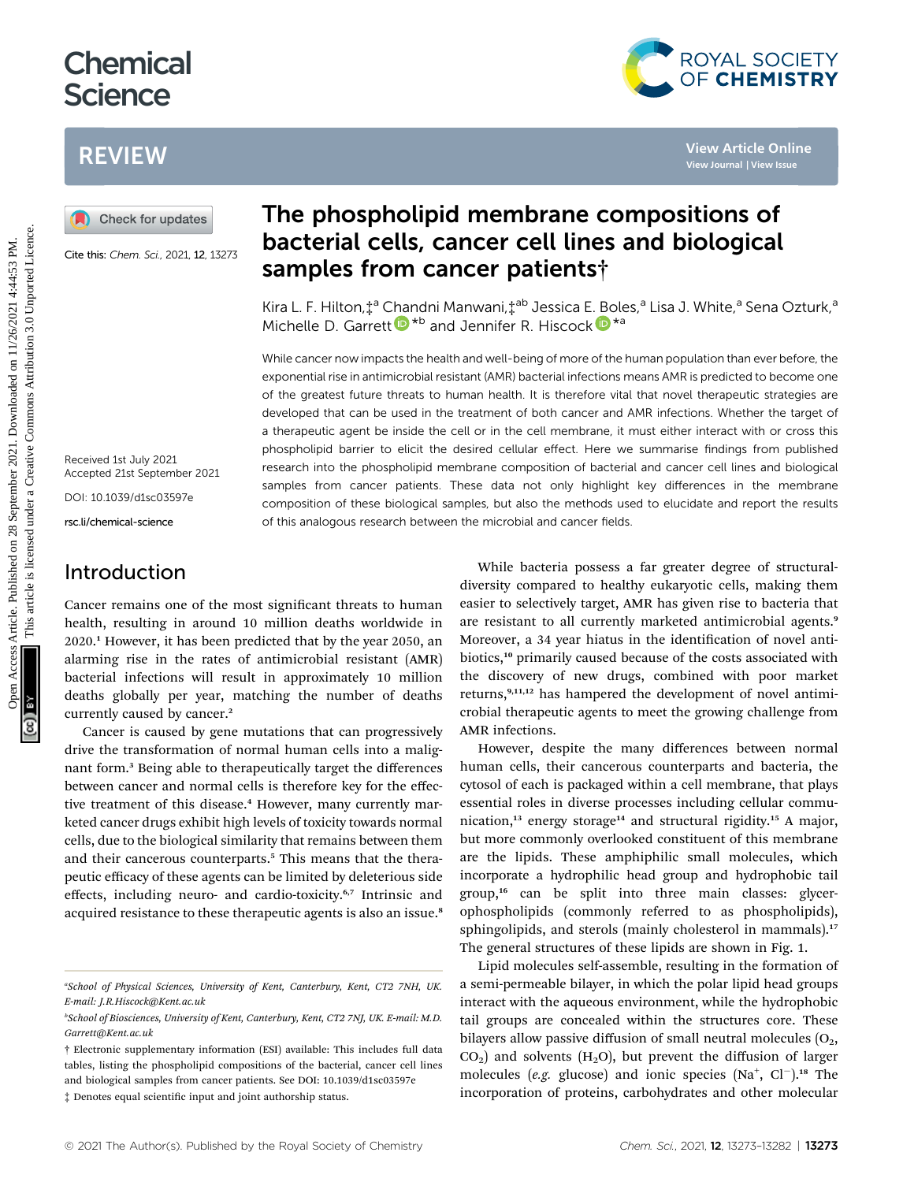# Chemical Science

## REVIEW

**The phospholipid membrane compositions of bacterial cells, cancer cell lines and biological samples from cancer patients†**

Cite this: *Chem. Sci.*, 2021, **12**, 13273

Kira L. F. Hilton,‡[a] Chandni Manwani,‡[ab] Jessica E. Boles,[a] Lisa J. White,[a] Sena Ozturk,[a] Michelle D. Garrett *[b] and Jennifer R. Hiscock *[a]

Received 1st July 2021
Accepted 21st September 2021

DOI: 10.1039/d1sc03597e

rsc.li/chemical-science

While cancer now impacts the health and well-being of more of the human population than ever before, the exponential rise in antimicrobial resistant (AMR) bacterial infections means AMR is predicted to become one of the greatest future threats to human health. It is therefore vital that novel therapeutic strategies are developed that can be used in the treatment of both cancer and AMR infections. Whether the target of a therapeutic agent be inside the cell or in the cell membrane, it must either interact with or cross this phospholipid barrier to elicit the desired cellular effect. Here we summarise findings from published research into the phospholipid membrane composition of bacterial and cancer cell lines and biological samples from cancer patients. These data not only highlight key differences in the membrane composition of these biological samples, but also the methods used to elucidate and report the results of this analogous research between the microbial and cancer fields.

## Introduction

Cancer remains one of the most significant threats to human health, resulting in around 10 million deaths worldwide in 2020.[1] However, it has been predicted that by the year 2050, an alarming rise in the rates of antimicrobial resistant (AMR) bacterial infections will result in approximately 10 million deaths globally per year, matching the number of deaths currently caused by cancer.[2]

Cancer is caused by gene mutations that can progressively drive the transformation of normal human cells into a malignant form.[3] Being able to therapeutically target the differences between cancer and normal cells is therefore key for the effective treatment of this disease.[4] However, many currently marketed cancer drugs exhibit high levels of toxicity towards normal cells, due to the biological similarity that remains between them and their cancerous counterparts.[5] This means that the therapeutic efficacy of these agents can be limited by deleterious side effects, including neuro- and cardio-toxicity.[6,7] Intrinsic and acquired resistance to these therapeutic agents is also an issue.[8]

While bacteria possess a far greater degree of structural-diversity compared to healthy eukaryotic cells, making them easier to selectively target, AMR has given rise to bacteria that are resistant to all currently marketed antimicrobial agents.[9] Moreover, a 34 year hiatus in the identification of novel antibiotics,[10] primarily caused because of the costs associated with the discovery of new drugs, combined with poor market returns,[9,11,12] has hampered the development of novel antimicrobial therapeutic agents to meet the growing challenge from AMR infections.

However, despite the many differences between normal human cells, their cancerous counterparts and bacteria, the cytosol of each is packaged within a cell membrane, that plays essential roles in diverse processes including cellular communication,[13] energy storage[14] and structural rigidity.[15] A major, but more commonly overlooked constituent of this membrane are the lipids. These amphiphilic small molecules, which incorporate a hydrophilic head group and hydrophobic tail group,[16] can be split into three main classes: glycerophospholipids (commonly referred to as phospholipids), sphingolipids, and sterols (mainly cholesterol in mammals).[17] The general structures of these lipids are shown in Fig. 1.

Lipid molecules self-assemble, resulting in the formation of a semi-permeable bilayer, in which the polar lipid head groups interact with the aqueous environment, while the hydrophobic tail groups are concealed within the structures core. These bilayers allow passive diffusion of small neutral molecules ($O_2$, $CO_2$) and solvents ($H_2O$), but prevent the diffusion of larger molecules (*e.g.* glucose) and ionic species ($Na^+$, $Cl^-$).[18] The incorporation of proteins, carbohydrates and other molecular

---

[a]School of Physical Sciences, University of Kent, Canterbury, Kent, CT2 7NH, UK. E-mail: J.R.Hiscock@Kent.ac.uk

[b]School of Biosciences, University of Kent, Canterbury, Kent, CT2 7NJ, UK. E-mail: M.D.Garrett@Kent.ac.uk

† Electronic supplementary information (ESI) available: This includes full data tables, listing the phospholipid compositions of the bacterial, cancer cell lines and biological samples from cancer patients. See DOI: 10.1039/d1sc03597e

‡ Denotes equal scientific input and joint authorship status.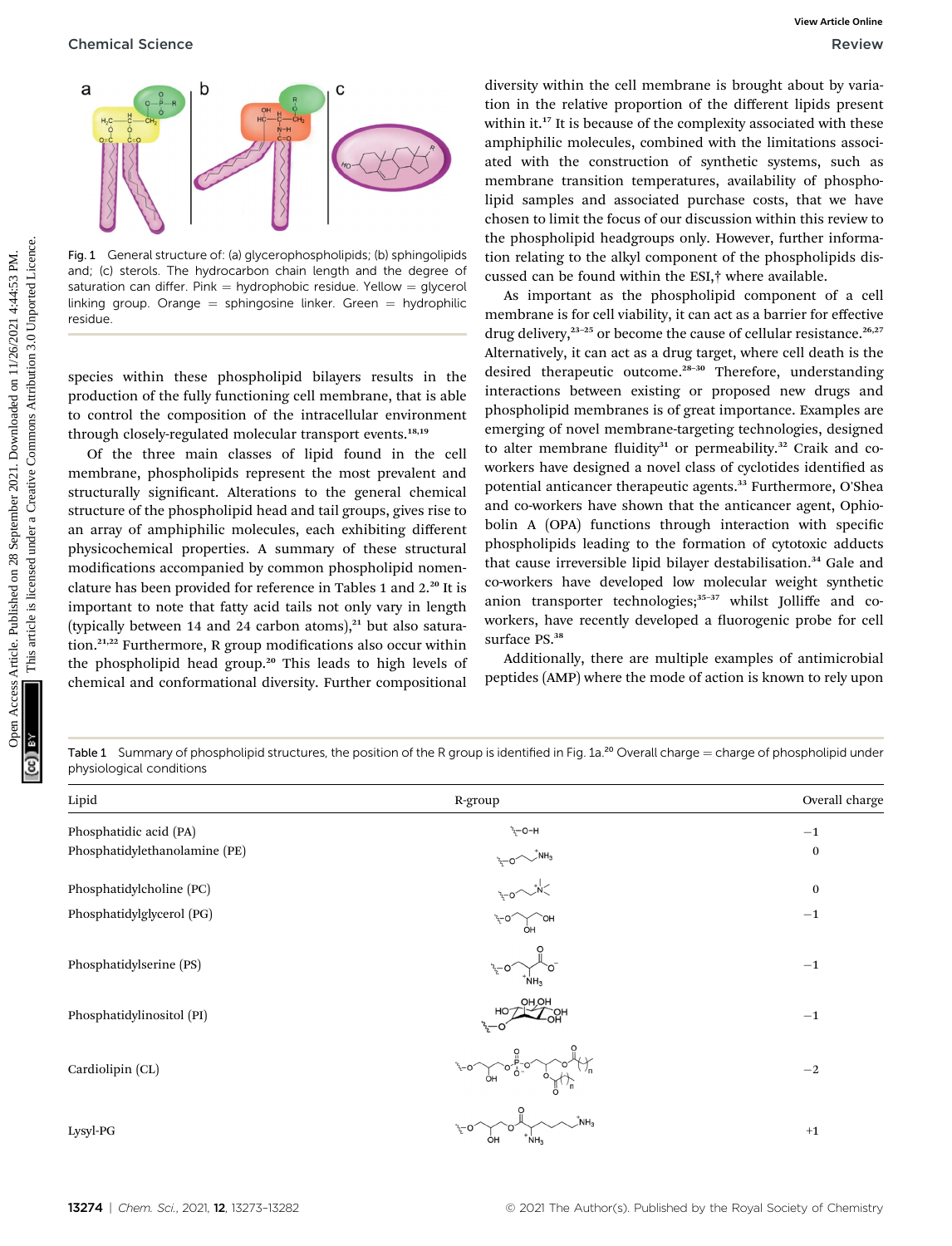Fig. 1 General structure of: (a) glycerophospholipids; (b) sphingolipids and; (c) sterols. The hydrocarbon chain length and the degree of saturation can differ. Pink = hydrophobic residue. Yellow = glycerol linking group. Orange = sphingosine linker. Green = hydrophilic residue.

species within these phospholipid bilayers results in the production of the fully functioning cell membrane, that is able to control the composition of the intracellular environment through closely-regulated molecular transport events.[18,19]

Of the three main classes of lipid found in the cell membrane, phospholipids represent the most prevalent and structurally significant. Alterations to the general chemical structure of the phospholipid head and tail groups, gives rise to an array of amphiphilic molecules, each exhibiting different physicochemical properties. A summary of these structural modifications accompanied by common phospholipid nomenclature has been provided for reference in Tables 1 and 2.[20] It is important to note that fatty acid tails not only vary in length (typically between 14 and 24 carbon atoms),[21] but also saturation.[21,22] Furthermore, R group modifications also occur within the phospholipid head group.[20] This leads to high levels of chemical and conformational diversity. Further compositional diversity within the cell membrane is brought about by variation in the relative proportion of the different lipids present within it.[17] It is because of the complexity associated with these amphiphilic molecules, combined with the limitations associated with the construction of synthetic systems, such as membrane transition temperatures, availability of phospholipid samples and associated purchase costs, that we have chosen to limit the focus of our discussion within this review to the phospholipid headgroups only. However, further information relating to the alkyl component of the phospholipids discussed can be found within the ESI,† where available.

As important as the phospholipid component of a cell membrane is for cell viability, it can act as a barrier for effective drug delivery,[23–25] or become the cause of cellular resistance.[26,27] Alternatively, it can act as a drug target, where cell death is the desired therapeutic outcome.[28–30] Therefore, understanding interactions between existing or proposed new drugs and phospholipid membranes is of great importance. Examples are emerging of novel membrane-targeting technologies, designed to alter membrane fluidity[31] or permeability.[32] Craik and co-workers have designed a novel class of cyclotides identified as potential anticancer therapeutic agents.[33] Furthermore, O'Shea and co-workers have shown that the anticancer agent, Ophiobolin A (OPA) functions through interaction with specific phospholipids leading to the formation of cytotoxic adducts that cause irreversible lipid bilayer destabilisation.[34] Gale and co-workers have developed low molecular weight synthetic anion transporter technologies;[35–37] whilst Jolliffe and co-workers, have recently developed a fluorogenic probe for cell surface PS.[38]

Additionally, there are multiple examples of antimicrobial peptides (AMP) where the mode of action is known to rely upon

Table 1 Summary of phospholipid structures, the position of the R group is identified in Fig. 1a.[20] Overall charge = charge of phospholipid under physiological conditions

| Lipid | R-group | Overall charge |
|---|---|---|
| Phosphatidic acid (PA) | | −1 |
| Phosphatidylethanolamine (PE) | | 0 |
| Phosphatidylcholine (PC) | | 0 |
| Phosphatidylglycerol (PG) | | −1 |
| Phosphatidylserine (PS) | | −1 |
| Phosphatidylinositol (PI) | | −1 |
| Cardiolipin (CL) | | −2 |
| Lysyl-PG | | +1 |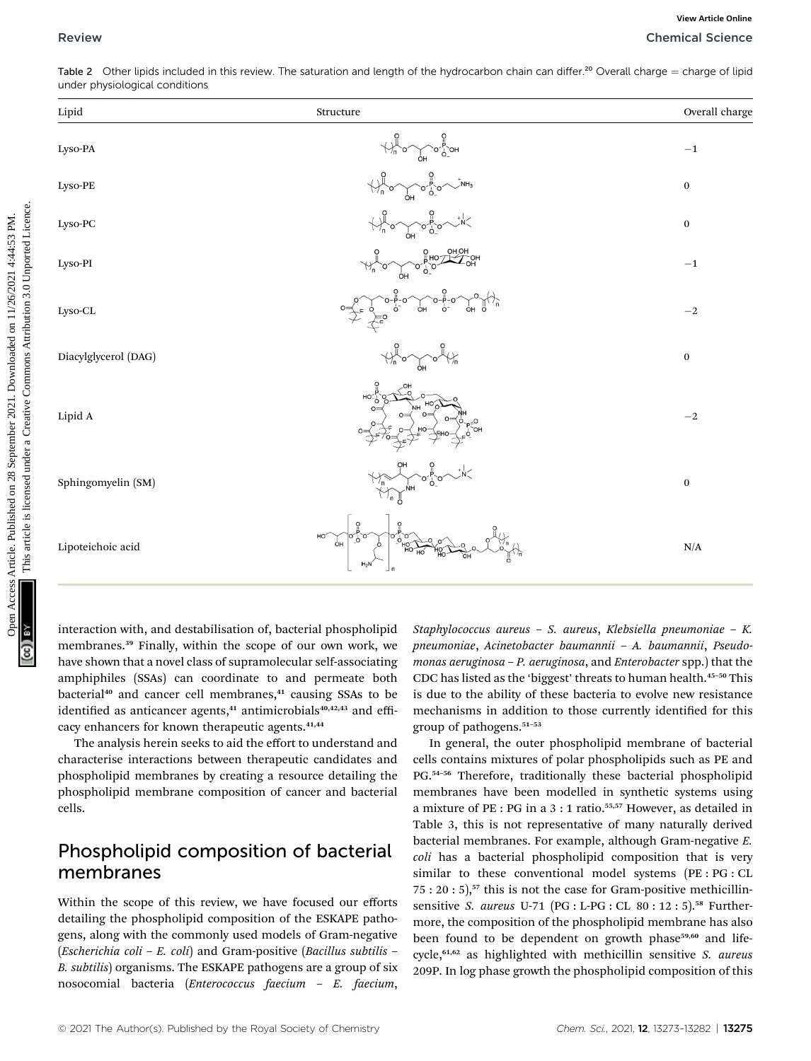Table 2 Other lipids included in this review. The saturation and length of the hydrocarbon chain can differ.[20] Overall charge = charge of lipid under physiological conditions

| Lipid | Structure | Overall charge |
|---|---|---|
| Lyso-PA | | −1 |
| Lyso-PE | | 0 |
| Lyso-PC | | 0 |
| Lyso-PI | | −1 |
| Lyso-CL | | −2 |
| Diacylglycerol (DAG) | | 0 |
| Lipid A | | −2 |
| Sphingomyelin (SM) | | 0 |
| Lipoteichoic acid | | N/A |

interaction with, and destabilisation of, bacterial phospholipid membranes.[39] Finally, within the scope of our own work, we have shown that a novel class of supramolecular self-associating amphiphiles (SSAs) can coordinate to and permeate both bacterial[40] and cancer cell membranes,[41] causing SSAs to be identified as anticancer agents,[41] antimicrobials[40,42,43] and efficacy enhancers for known therapeutic agents.[41,44]

The analysis herein seeks to aid the effort to understand and characterise interactions between therapeutic candidates and phospholipid membranes by creating a resource detailing the phospholipid membrane composition of cancer and bacterial cells.

## Phospholipid composition of bacterial membranes

Within the scope of this review, we have focused our efforts detailing the phospholipid composition of the ESKAPE pathogens, along with the commonly used models of Gram-negative (*Escherichia coli* – *E. coli*) and Gram-positive (*Bacillus subtilis* – *B. subtilis*) organisms. The ESKAPE pathogens are a group of six nosocomial bacteria (*Enterococcus faecium* – *E. faecium*, *Staphylococcus aureus* – *S. aureus*, *Klebsiella pneumoniae* – *K. pneumoniae*, *Acinetobacter baumannii* – *A. baumannii*, *Pseudomonas aeruginosa* – *P. aeruginosa*, and *Enterobacter* spp.) that the CDC has listed as the 'biggest' threats to human health.[45–50] This is due to the ability of these bacteria to evolve new resistance mechanisms in addition to those currently identified for this group of pathogens.[51–53]

In general, the outer phospholipid membrane of bacterial cells contains mixtures of polar phospholipids such as PE and PG.[54–56] Therefore, traditionally these bacterial phospholipid membranes have been modelled in synthetic systems using a mixture of PE : PG in a 3 : 1 ratio.[55,57] However, as detailed in Table 3, this is not representative of many naturally derived bacterial membranes. For example, although Gram-negative *E. coli* has a bacterial phospholipid composition that is very similar to these conventional model systems (PE : PG : CL 75 : 20 : 5),[57] this is not the case for Gram-positive methicillin-sensitive *S. aureus* U-71 (PG : L-PG : CL 80 : 12 : 5).[58] Furthermore, the composition of the phospholipid membrane has also been found to be dependent on growth phase[59,60] and lifecycle,[61,62] as highlighted with methicillin sensitive *S. aureus* 209P. In log phase growth the phospholipid composition of this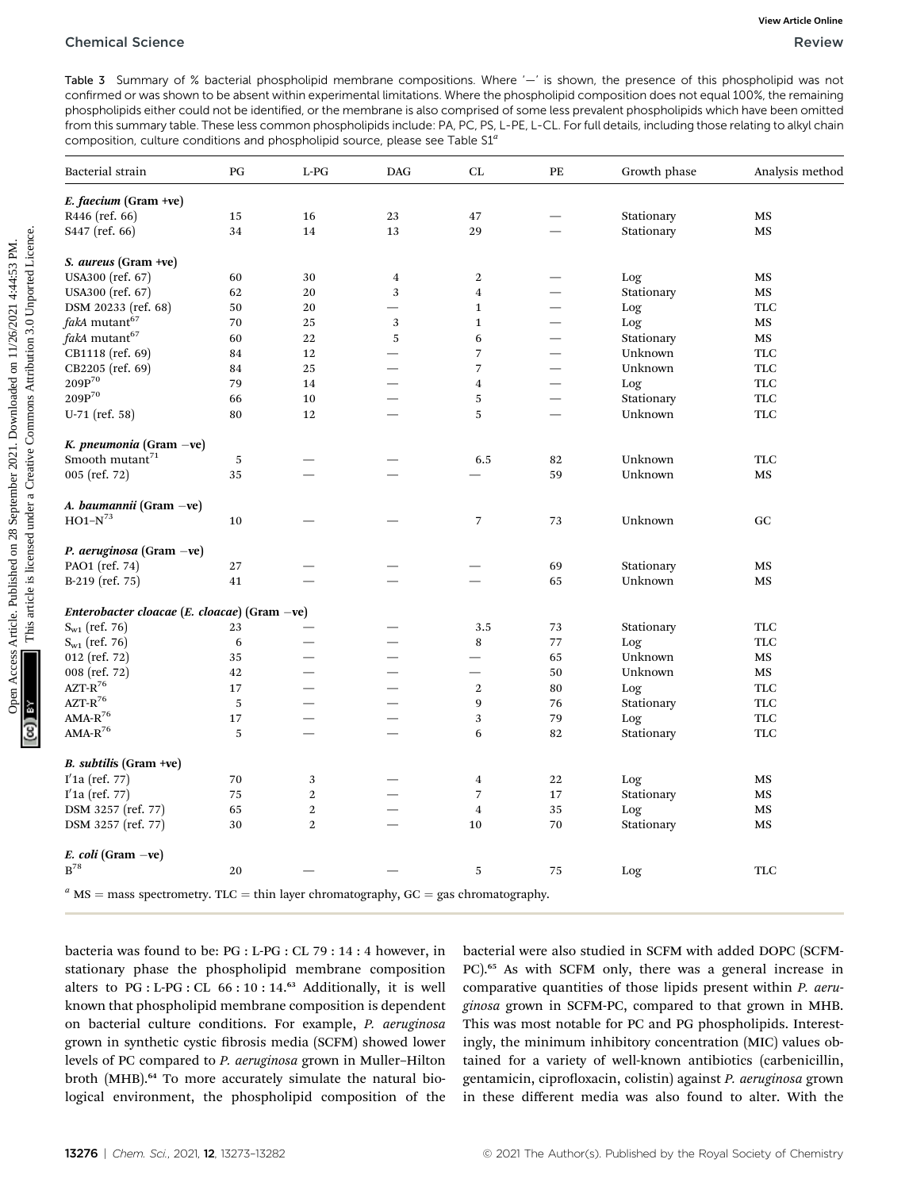Table 3 Summary of % bacterial phospholipid membrane compositions. Where '—' is shown, the presence of this phospholipid was not confirmed or was shown to be absent within experimental limitations. Where the phospholipid composition does not equal 100%, the remaining phospholipids either could not be identified, or the membrane is also comprised of some less prevalent phospholipids which have been omitted from this summary table. These less common phospholipids include: PA, PC, PS, L-PE, L-CL. For full details, including those relating to alkyl chain composition, culture conditions and phospholipid source, please see Table S1[a]

| Bacterial strain | PG | L-PG | DAG | CL | PE | Growth phase | Analysis method |
|---|---|---|---|---|---|---|---|
| ***E. faecium* (Gram +ve)** | | | | | | | |
| R446 (ref. 66) | 15 | 16 | 23 | 47 | — | Stationary | MS |
| S447 (ref. 66) | 34 | 14 | 13 | 29 | — | Stationary | MS |
| ***S. aureus* (Gram +ve)** | | | | | | | |
| USA300 (ref. 67) | 60 | 30 | 4 | 2 | — | Log | MS |
| USA300 (ref. 67) | 62 | 20 | 3 | 4 | — | Stationary | MS |
| DSM 20233 (ref. 68) | 50 | 20 | — | 1 | — | Log | TLC |
| *fakA* mutant[67] | 70 | 25 | 3 | 1 | — | Log | MS |
| *fakA* mutant[67] | 60 | 22 | 5 | 6 | — | Stationary | MS |
| CB1118 (ref. 69) | 84 | 12 | — | 7 | — | Unknown | TLC |
| CB2205 (ref. 69) | 84 | 25 | — | 7 | — | Unknown | TLC |
| 209P[70] | 79 | 14 | — | 4 | — | Log | TLC |
| 209P[70] | 66 | 10 | — | 5 | — | Stationary | TLC |
| U-71 (ref. 58) | 80 | 12 | — | 5 | — | Unknown | TLC |
| ***K. pneumonia* (Gram −ve)** | | | | | | | |
| Smooth mutant[71] | 5 | — | — | 6.5 | 82 | Unknown | TLC |
| 005 (ref. 72) | 35 | — | — | — | 59 | Unknown | MS |
| ***A. baumannii* (Gram −ve)** | | | | | | | |
| HO1–N[73] | 10 | — | — | 7 | 73 | Unknown | GC |
| ***P. aeruginosa* (Gram −ve)** | | | | | | | |
| PAO1 (ref. 74) | 27 | — | — | — | 69 | Stationary | MS |
| B-219 (ref. 75) | 41 | — | — | — | 65 | Unknown | MS |
| ***Enterobacter cloacae* (*E. cloacae*) (Gram −ve)** | | | | | | | |
| $S_{w1}$ (ref. 76) | 23 | — | — | 3.5 | 73 | Stationary | TLC |
| $S_{w1}$ (ref. 76) | 6 | — | — | 8 | 77 | Log | TLC |
| 012 (ref. 72) | 35 | — | — | — | 65 | Unknown | MS |
| 008 (ref. 72) | 42 | — | — | — | 50 | Unknown | MS |
| AZT-R[76] | 17 | — | — | 2 | 80 | Log | TLC |
| AZT-R[76] | 5 | — | — | 9 | 76 | Stationary | TLC |
| AMA-R[76] | 17 | — | — | 3 | 79 | Log | TLC |
| AMA-R[76] | 5 | — | — | 6 | 82 | Stationary | TLC |
| ***B. subtilis* (Gram +ve)** | | | | | | | |
| I′1a (ref. 77) | 70 | 3 | — | 4 | 22 | Log | MS |
| I′1a (ref. 77) | 75 | 2 | — | 7 | 17 | Stationary | MS |
| DSM 3257 (ref. 77) | 65 | 2 | — | 4 | 35 | Log | MS |
| DSM 3257 (ref. 77) | 30 | 2 | — | 10 | 70 | Stationary | MS |
| ***E. coli* (Gram −ve)** | | | | | | | |
| B[78] | 20 | — | — | 5 | 75 | Log | TLC |

[a] MS = mass spectrometry. TLC = thin layer chromatography, GC = gas chromatography.

bacteria was found to be: PG : L-PG : CL 79 : 14 : 4 however, in stationary phase the phospholipid membrane composition alters to PG : L-PG : CL 66 : 10 : 14.[63] Additionally, it is well known that phospholipid membrane composition is dependent on bacterial culture conditions. For example, *P. aeruginosa* grown in synthetic cystic fibrosis media (SCFM) showed lower levels of PC compared to *P. aeruginosa* grown in Muller–Hilton broth (MHB).[64] To more accurately simulate the natural biological environment, the phospholipid composition of the bacterial were also studied in SCFM with added DOPC (SCFM-PC).[65] As with SCFM only, there was a general increase in comparative quantities of those lipids present within *P. aeruginosa* grown in SCFM-PC, compared to that grown in MHB. This was most notable for PC and PG phospholipids. Interestingly, the minimum inhibitory concentration (MIC) values obtained for a variety of well-known antibiotics (carbenicillin, gentamicin, ciprofloxacin, colistin) against *P. aeruginosa* grown in these different media was also found to alter. With the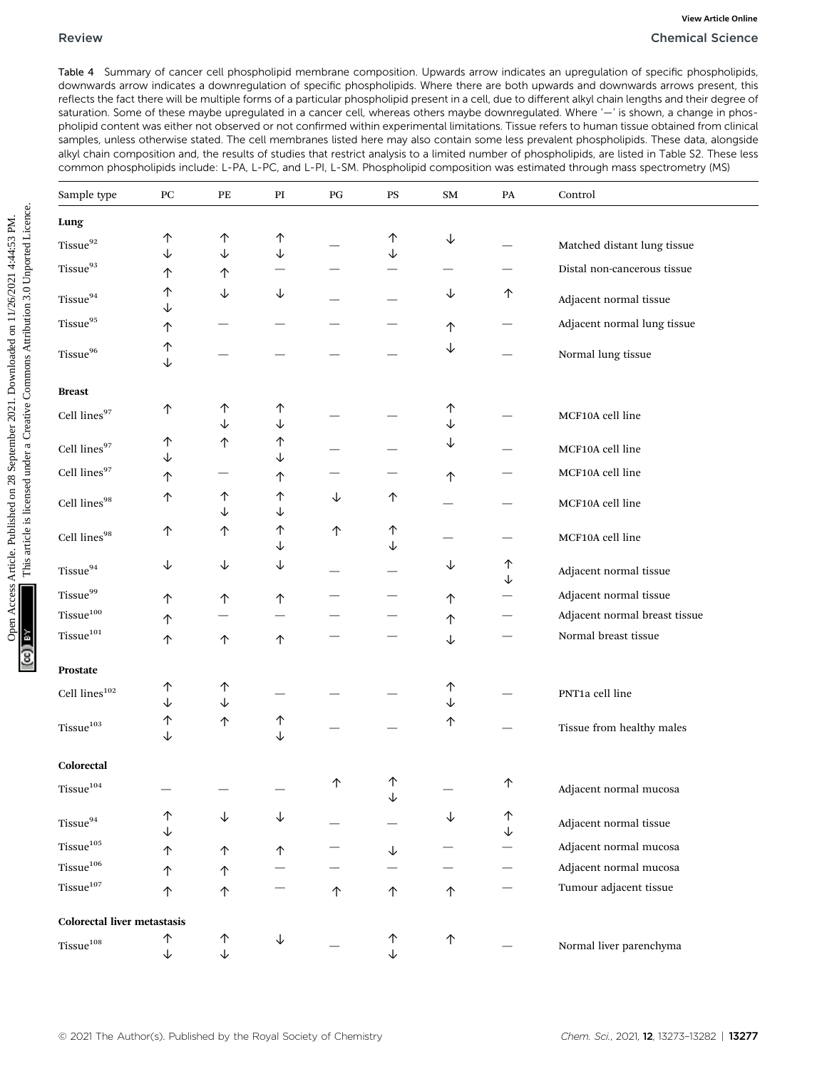Table 4 Summary of cancer cell phospholipid membrane composition. Upwards arrow indicates an upregulation of specific phospholipids, downwards arrow indicates a downregulation of specific phospholipids. Where there are both upwards and downwards arrows present, this reflects the fact there will be multiple forms of a particular phospholipid present in a cell, due to different alkyl chain lengths and their degree of saturation. Some of these maybe upregulated in a cancer cell, whereas others maybe downregulated. Where '—' is shown, a change in phospholipid content was either not observed or not confirmed within experimental limitations. Tissue refers to human tissue obtained from clinical samples, unless otherwise stated. The cell membranes listed here may also contain some less prevalent phospholipids. These data, alongside alkyl chain composition and, the results of studies that restrict analysis to a limited number of phospholipids, are listed in Table S2. These less common phospholipids include: L-PA, L-PC, and L-PI, L-SM. Phospholipid composition was estimated through mass spectrometry (MS)

| Sample type | PC | PE | PI | PG | PS | SM | PA | Control |
|---|---|---|---|---|---|---|---|---|
| **Lung** | | | | | | | | |
| Tissue[92] | ↑ ↓ | ↑ ↓ | ↑ ↓ | — | ↑ ↓ | ↓ | — | Matched distant lung tissue |
| Tissue[93] | ↑ | ↑ | — | — | — | — | — | Distal non-cancerous tissue |
| Tissue[94] | ↑ ↓ | ↓ | ↓ | — | — | ↓ | ↑ | Adjacent normal tissue |
| Tissue[95] | ↑ | — | — | — | — | ↑ | — | Adjacent normal lung tissue |
| Tissue[96] | ↑ ↓ | — | — | — | — | ↓ | — | Normal lung tissue |
| **Breast** | | | | | | | | |
| Cell lines[97] | ↑ | ↑ ↓ | ↑ ↓ | — | — | ↑ ↓ | — | MCF10A cell line |
| Cell lines[97] | ↑ ↓ | ↑ | ↑ ↓ | — | — | ↓ | — | MCF10A cell line |
| Cell lines[97] | ↑ | — | ↑ | — | — | ↑ | — | MCF10A cell line |
| Cell lines[98] | ↑ | ↑ ↓ | ↑ ↓ | ↓ | ↑ | — | — | MCF10A cell line |
| Cell lines[98] | ↑ | ↑ | ↑ ↓ | ↑ | ↑ ↓ | — | — | MCF10A cell line |
| Tissue[94] | ↓ | ↓ | ↓ | — | — | ↓ | ↑ ↓ | Adjacent normal tissue |
| Tissue[99] | ↑ | ↑ | ↑ | — | — | ↑ | — | Adjacent normal tissue |
| Tissue[100] | ↑ | — | — | — | — | ↑ | — | Adjacent normal breast tissue |
| Tissue[101] | ↑ | ↑ | ↑ | — | — | ↓ | — | Normal breast tissue |
| **Prostate** | | | | | | | | |
| Cell lines[102] | ↑ ↓ | ↑ ↓ | — | — | — | ↑ ↓ | — | PNT1a cell line |
| Tissue[103] | ↑ ↓ | ↑ | ↑ ↓ | — | — | ↑ | — | Tissue from healthy males |
| **Colorectal** | | | | | | | | |
| Tissue[104] | — | — | — | ↑ | ↑ ↓ | — | ↑ | Adjacent normal mucosa |
| Tissue[94] | ↑ ↓ | ↓ | ↓ | — | — | ↓ | ↑ ↓ | Adjacent normal tissue |
| Tissue[105] | ↑ | ↑ | ↑ | — | ↓ | — | — | Adjacent normal mucosa |
| Tissue[106] | ↑ | ↑ | — | — | — | — | — | Adjacent normal mucosa |
| Tissue[107] | ↑ | ↑ | — | ↑ | ↑ | ↑ | — | Tumour adjacent tissue |
| **Colorectal liver metastasis** | | | | | | | | |
| Tissue[108] | ↑ ↓ | ↑ ↓ | ↓ | — | ↑ ↓ | ↑ | — | Normal liver parenchyma |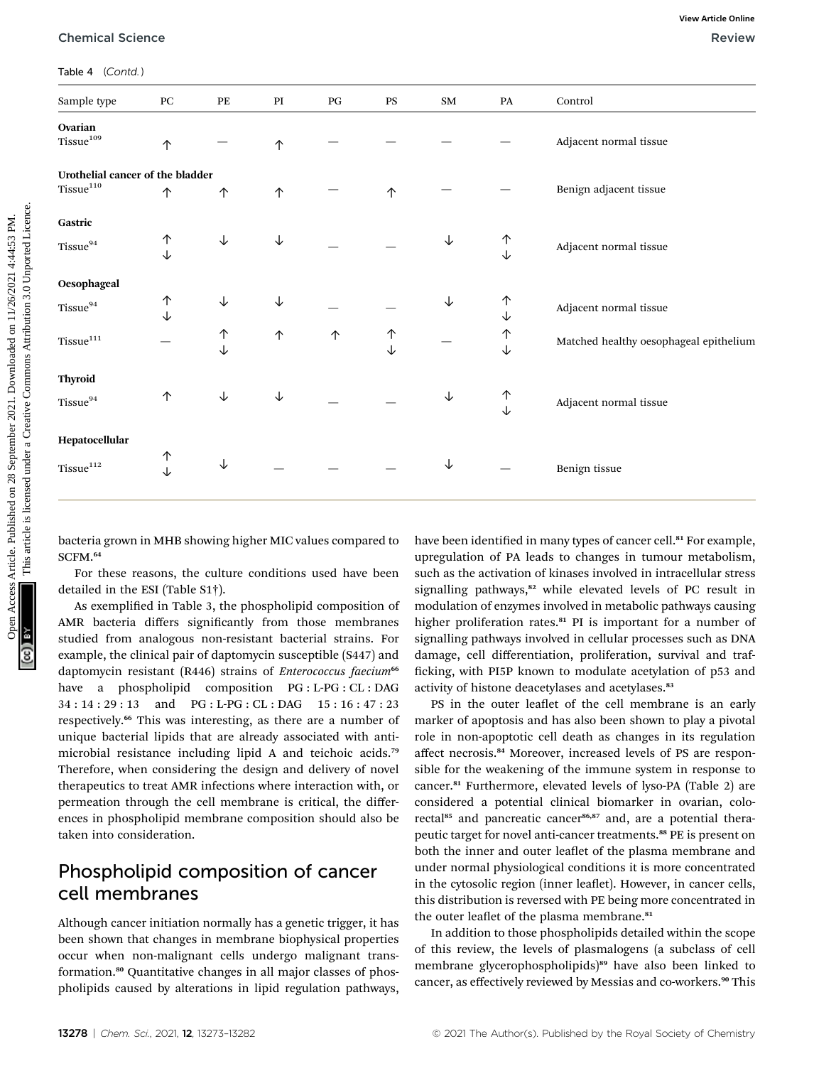Table 4 (Contd.)

| Sample type | PC | PE | PI | PG | PS | SM | PA | Control |
|---|---|---|---|---|---|---|---|---|
| **Ovarian** | | | | | | | | |
| Tissue[109] | ↑ | — | ↑ | — | — | — | — | Adjacent normal tissue |
| **Urothelial cancer of the bladder** | | | | | | | | |
| Tissue[110] | ↑ | ↑ | ↑ | — | ↑ | — | — | Benign adjacent tissue |
| **Gastric** | | | | | | | | |
| Tissue[94] | ↑ ↓ | ↓ | ↓ | — | — | ↓ | ↑ ↓ | Adjacent normal tissue |
| **Oesophageal** | | | | | | | | |
| Tissue[94] | ↑ ↓ | ↓ | ↓ | — | — | ↓ | ↑ ↓ | Adjacent normal tissue |
| Tissue[111] | — | ↑ ↓ | ↑ | ↑ | ↑ ↓ | — | ↑ ↓ | Matched healthy oesophageal epithelium |
| **Thyroid** | | | | | | | | |
| Tissue[94] | ↑ | ↓ | ↓ | — | — | ↓ | ↑ ↓ | Adjacent normal tissue |
| **Hepatocellular** | | | | | | | | |
| Tissue[112] | ↑ ↓ | ↓ | — | — | — | ↓ | — | Benign tissue |

bacteria grown in MHB showing higher MIC values compared to SCFM.[64]

For these reasons, the culture conditions used have been detailed in the ESI (Table S1†).

As exemplified in Table 3, the phospholipid composition of AMR bacteria differs significantly from those membranes studied from analogous non-resistant bacterial strains. For example, the clinical pair of daptomycin susceptible (S447) and daptomycin resistant (R446) strains of *Enterococcus faecium*[66] have a phospholipid composition PG : L-PG : CL : DAG 34 : 14 : 29 : 13 and PG : L-PG : CL : DAG 15 : 16 : 47 : 23 respectively.[66] This was interesting, as there are a number of unique bacterial lipids that are already associated with antimicrobial resistance including lipid A and teichoic acids.[79] Therefore, when considering the design and delivery of novel therapeutics to treat AMR infections where interaction with, or permeation through the cell membrane is critical, the differences in phospholipid membrane composition should also be taken into consideration.

## Phospholipid composition of cancer cell membranes

Although cancer initiation normally has a genetic trigger, it has been shown that changes in membrane biophysical properties occur when non-malignant cells undergo malignant transformation.[80] Quantitative changes in all major classes of phospholipids caused by alterations in lipid regulation pathways, have been identified in many types of cancer cell.[81] For example, upregulation of PA leads to changes in tumour metabolism, such as the activation of kinases involved in intracellular stress signalling pathways,[82] while elevated levels of PC result in modulation of enzymes involved in metabolic pathways causing higher proliferation rates.[81] PI is important for a number of signalling pathways involved in cellular processes such as DNA damage, cell differentiation, proliferation, survival and trafficking, with PI5P known to modulate acetylation of p53 and activity of histone deacetylases and acetylases.[83]

PS in the outer leaflet of the cell membrane is an early marker of apoptosis and has also been shown to play a pivotal role in non-apoptotic cell death as changes in its regulation affect necrosis.[84] Moreover, increased levels of PS are responsible for the weakening of the immune system in response to cancer.[81] Furthermore, elevated levels of lyso-PA (Table 2) are considered a potential clinical biomarker in ovarian, colorectal[85] and pancreatic cancer[86,87] and, are a potential therapeutic target for novel anti-cancer treatments.[88] PE is present on both the inner and outer leaflet of the plasma membrane and under normal physiological conditions it is more concentrated in the cytosolic region (inner leaflet). However, in cancer cells, this distribution is reversed with PE being more concentrated in the outer leaflet of the plasma membrane.[81]

In addition to those phospholipids detailed within the scope of this review, the levels of plasmalogens (a subclass of cell membrane glycerophospholipids)[89] have also been linked to cancer, as effectively reviewed by Messias and co-workers.[90] This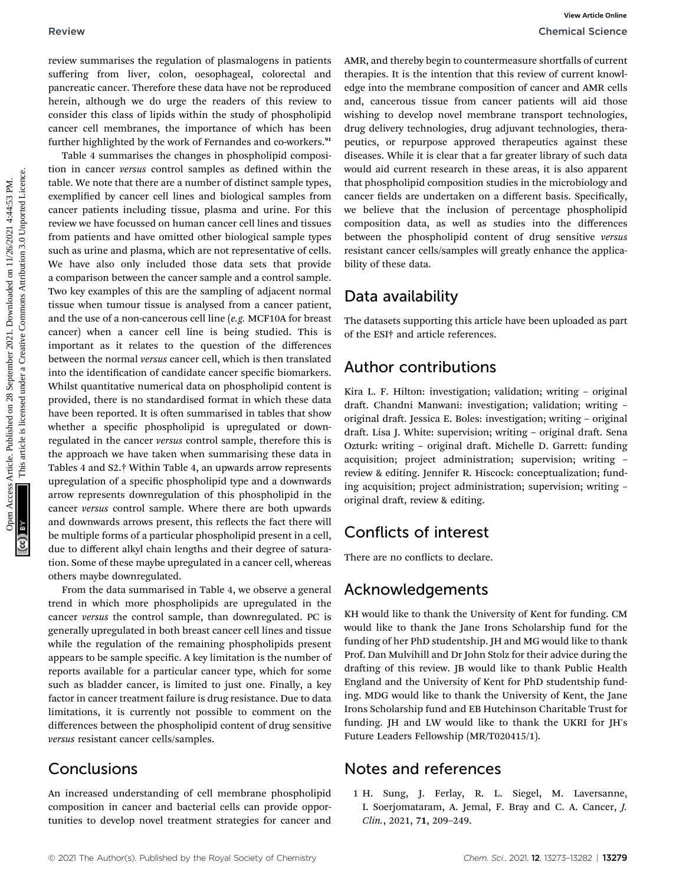review summarises the regulation of plasmalogens in patients suffering from liver, colon, oesophageal, colorectal and pancreatic cancer. Therefore these data have not be reproduced herein, although we do urge the readers of this review to consider this class of lipids within the study of phospholipid cancer cell membranes, the importance of which has been further highlighted by the work of Fernandes and co-workers.[91]

Table 4 summarises the changes in phospholipid composition in cancer *versus* control samples as defined within the table. We note that there are a number of distinct sample types, exemplified by cancer cell lines and biological samples from cancer patients including tissue, plasma and urine. For this review we have focussed on human cancer cell lines and tissues from patients and have omitted other biological sample types such as urine and plasma, which are not representative of cells. We have also only included those data sets that provide a comparison between the cancer sample and a control sample. Two key examples of this are the sampling of adjacent normal tissue when tumour tissue is analysed from a cancer patient, and the use of a non-cancerous cell line (*e.g.* MCF10A for breast cancer) when a cancer cell line is being studied. This is important as it relates to the question of the differences between the normal *versus* cancer cell, which is then translated into the identification of candidate cancer specific biomarkers. Whilst quantitative numerical data on phospholipid content is provided, there is no standardised format in which these data have been reported. It is often summarised in tables that show whether a specific phospholipid is upregulated or downregulated in the cancer *versus* control sample, therefore this is the approach we have taken when summarising these data in Tables 4 and S2.† Within Table 4, an upwards arrow represents upregulation of a specific phospholipid type and a downwards arrow represents downregulation of this phospholipid in the cancer *versus* control sample. Where there are both upwards and downwards arrows present, this reflects the fact there will be multiple forms of a particular phospholipid present in a cell, due to different alkyl chain lengths and their degree of saturation. Some of these maybe upregulated in a cancer cell, whereas others maybe downregulated.

From the data summarised in Table 4, we observe a general trend in which more phospholipids are upregulated in the cancer *versus* the control sample, than downregulated. PC is generally upregulated in both breast cancer cell lines and tissue while the regulation of the remaining phospholipids present appears to be sample specific. A key limitation is the number of reports available for a particular cancer type, which for some such as bladder cancer, is limited to just one. Finally, a key factor in cancer treatment failure is drug resistance. Due to data limitations, it is currently not possible to comment on the differences between the phospholipid content of drug sensitive *versus* resistant cancer cells/samples.

## Conclusions

An increased understanding of cell membrane phospholipid composition in cancer and bacterial cells can provide opportunities to develop novel treatment strategies for cancer and AMR, and thereby begin to countermeasure shortfalls of current therapies. It is the intention that this review of current knowledge into the membrane composition of cancer and AMR cells and, cancerous tissue from cancer patients will aid those wishing to develop novel membrane transport technologies, drug delivery technologies, drug adjuvant technologies, therapeutics, or repurpose approved therapeutics against these diseases. While it is clear that a far greater library of such data would aid current research in these areas, it is also apparent that phospholipid composition studies in the microbiology and cancer fields are undertaken on a different basis. Specifically, we believe that the inclusion of percentage phospholipid composition data, as well as studies into the differences between the phospholipid content of drug sensitive *versus* resistant cancer cells/samples will greatly enhance the applicability of these data.

## Data availability

The datasets supporting this article have been uploaded as part of the ESI† and article references.

## Author contributions

Kira L. F. Hilton: investigation; validation; writing – original draft. Chandni Manwani: investigation; validation; writing – original draft. Jessica E. Boles: investigation; writing – original draft. Lisa J. White: supervision; writing – original draft. Sena Ozturk: writing – original draft. Michelle D. Garrett: funding acquisition; project administration; supervision; writing – review & editing. Jennifer R. Hiscock: conceptualization; funding acquisition; project administration; supervision; writing – original draft, review & editing.

## Conflicts of interest

There are no conflicts to declare.

## Acknowledgements

KH would like to thank the University of Kent for funding. CM would like to thank the Jane Irons Scholarship fund for the funding of her PhD studentship. JH and MG would like to thank Prof. Dan Mulvihill and Dr John Stolz for their advice during the drafting of this review. JB would like to thank Public Health England and the University of Kent for PhD studentship funding. MDG would like to thank the University of Kent, the Jane Irons Scholarship fund and EB Hutchinson Charitable Trust for funding. JH and LW would like to thank the UKRI for JH's Future Leaders Fellowship (MR/T020415/1).

## Notes and references

1 H. Sung, J. Ferlay, R. L. Siegel, M. Laversanne, I. Soerjomataram, A. Jemal, F. Bray and C. A. Cancer, *J. Clin.*, 2021, **71**, 209–249.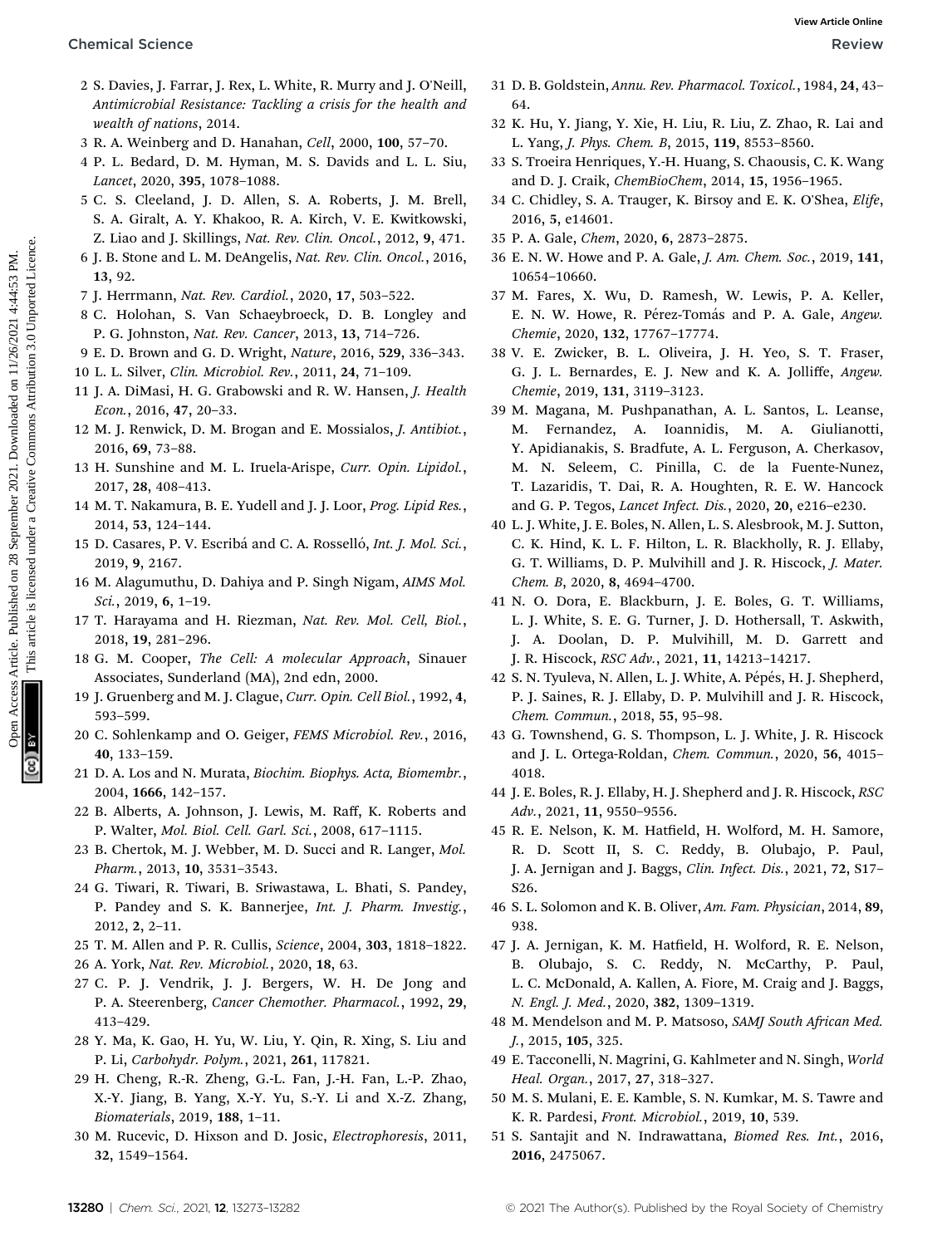2 S. Davies, J. Farrar, J. Rex, L. White, R. Murry and J. O'Neill, *Antimicrobial Resistance: Tackling a crisis for the health and wealth of nations*, 2014.

3 R. A. Weinberg and D. Hanahan, *Cell*, 2000, **100**, 57–70.

4 P. L. Bedard, D. M. Hyman, M. S. Davids and L. L. Siu, *Lancet*, 2020, **395**, 1078–1088.

5 C. S. Cleeland, J. D. Allen, S. A. Roberts, J. M. Brell, S. A. Giralt, A. Y. Khakoo, R. A. Kirch, V. E. Kwitkowski, Z. Liao and J. Skillings, *Nat. Rev. Clin. Oncol.*, 2012, **9**, 471.

6 J. B. Stone and L. M. DeAngelis, *Nat. Rev. Clin. Oncol.*, 2016, **13**, 92.

7 J. Herrmann, *Nat. Rev. Cardiol.*, 2020, **17**, 503–522.

8 C. Holohan, S. Van Schaeybroeck, D. B. Longley and P. G. Johnston, *Nat. Rev. Cancer*, 2013, **13**, 714–726.

9 E. D. Brown and G. D. Wright, *Nature*, 2016, **529**, 336–343.

10 L. L. Silver, *Clin. Microbiol. Rev.*, 2011, **24**, 71–109.

11 J. A. DiMasi, H. G. Grabowski and R. W. Hansen, *J. Health Econ.*, 2016, **47**, 20–33.

12 M. J. Renwick, D. M. Brogan and E. Mossialos, *J. Antibiot.*, 2016, **69**, 73–88.

13 H. Sunshine and M. L. Iruela-Arispe, *Curr. Opin. Lipidol.*, 2017, **28**, 408–413.

14 M. T. Nakamura, B. E. Yudell and J. J. Loor, *Prog. Lipid Res.*, 2014, **53**, 124–144.

15 D. Casares, P. V. Escribá and C. A. Rosselló, *Int. J. Mol. Sci.*, 2019, **9**, 2167.

16 M. Alagumuthu, D. Dahiya and P. Singh Nigam, *AIMS Mol. Sci.*, 2019, **6**, 1–19.

17 T. Harayama and H. Riezman, *Nat. Rev. Mol. Cell, Biol.*, 2018, **19**, 281–296.

18 G. M. Cooper, *The Cell: A molecular Approach*, Sinauer Associates, Sunderland (MA), 2nd edn, 2000.

19 J. Gruenberg and M. J. Clague, *Curr. Opin. Cell Biol.*, 1992, **4**, 593–599.

20 C. Sohlenkamp and O. Geiger, *FEMS Microbiol. Rev.*, 2016, **40**, 133–159.

21 D. A. Los and N. Murata, *Biochim. Biophys. Acta, Biomembr.*, 2004, **1666**, 142–157.

22 B. Alberts, A. Johnson, J. Lewis, M. Raff, K. Roberts and P. Walter, *Mol. Biol. Cell. Garl. Sci.*, 2008, 617–1115.

23 B. Chertok, M. J. Webber, M. D. Succi and R. Langer, *Mol. Pharm.*, 2013, **10**, 3531–3543.

24 G. Tiwari, R. Tiwari, B. Sriwastawa, L. Bhati, S. Pandey, P. Pandey and S. K. Bannerjee, *Int. J. Pharm. Investig.*, 2012, **2**, 2–11.

25 T. M. Allen and P. R. Cullis, *Science*, 2004, **303**, 1818–1822.

26 A. York, *Nat. Rev. Microbiol.*, 2020, **18**, 63.

27 C. P. J. Vendrik, J. J. Bergers, W. H. De Jong and P. A. Steerenberg, *Cancer Chemother. Pharmacol.*, 1992, **29**, 413–429.

28 Y. Ma, K. Gao, H. Yu, W. Liu, Y. Qin, R. Xing, S. Liu and P. Li, *Carbohydr. Polym.*, 2021, **261**, 117821.

29 H. Cheng, R.-R. Zheng, G.-L. Fan, J.-H. Fan, L.-P. Zhao, X.-Y. Jiang, B. Yang, X.-Y. Yu, S.-Y. Li and X.-Z. Zhang, *Biomaterials*, 2019, **188**, 1–11.

30 M. Rucevic, D. Hixson and D. Josic, *Electrophoresis*, 2011, **32**, 1549–1564.

31 D. B. Goldstein, *Annu. Rev. Pharmacol. Toxicol.*, 1984, **24**, 43–64.

32 K. Hu, Y. Jiang, Y. Xie, H. Liu, R. Liu, Z. Zhao, R. Lai and L. Yang, *J. Phys. Chem. B*, 2015, **119**, 8553–8560.

33 S. Troeira Henriques, Y.-H. Huang, S. Chaousis, C. K. Wang and D. J. Craik, *ChemBioChem*, 2014, **15**, 1956–1965.

34 C. Chidley, S. A. Trauger, K. Birsoy and E. K. O'Shea, *Elife*, 2016, **5**, e14601.

35 P. A. Gale, *Chem*, 2020, **6**, 2873–2875.

36 E. N. W. Howe and P. A. Gale, *J. Am. Chem. Soc.*, 2019, **141**, 10654–10660.

37 M. Fares, X. Wu, D. Ramesh, W. Lewis, P. A. Keller, E. N. W. Howe, R. Pérez-Tomás and P. A. Gale, *Angew. Chemie*, 2020, **132**, 17767–17774.

38 V. E. Zwicker, B. L. Oliveira, J. H. Yeo, S. T. Fraser, G. J. L. Bernardes, E. J. New and K. A. Jolliffe, *Angew. Chemie*, 2019, **131**, 3119–3123.

39 M. Magana, M. Pushpanathan, A. L. Santos, L. Leanse, M. Fernandez, A. Ioannidis, M. A. Giulianotti, Y. Apidianakis, S. Bradfute, A. L. Ferguson, A. Cherkasov, M. N. Seleem, C. Pinilla, C. de la Fuente-Nunez, T. Lazaridis, T. Dai, R. A. Houghten, R. E. W. Hancock and G. P. Tegos, *Lancet Infect. Dis.*, 2020, **20**, e216–e230.

40 L. J. White, J. E. Boles, N. Allen, L. S. Alesbrook, M. J. Sutton, C. K. Hind, K. L. F. Hilton, L. R. Blackholly, R. J. Ellaby, G. T. Williams, D. P. Mulvihill and J. R. Hiscock, *J. Mater. Chem. B*, 2020, **8**, 4694–4700.

41 N. O. Dora, E. Blackburn, J. E. Boles, G. T. Williams, L. J. White, S. E. G. Turner, J. D. Hothersall, T. Askwith, J. A. Doolan, D. P. Mulvihill, M. D. Garrett and J. R. Hiscock, *RSC Adv.*, 2021, **11**, 14213–14217.

42 S. N. Tyuleva, N. Allen, L. J. White, A. Pépés, H. J. Shepherd, P. J. Saines, R. J. Ellaby, D. P. Mulvihill and J. R. Hiscock, *Chem. Commun.*, 2018, **55**, 95–98.

43 G. Townshend, G. S. Thompson, L. J. White, J. R. Hiscock and J. L. Ortega-Roldan, *Chem. Commun.*, 2020, **56**, 4015–4018.

44 J. E. Boles, R. J. Ellaby, H. J. Shepherd and J. R. Hiscock, *RSC Adv.*, 2021, **11**, 9550–9556.

45 R. E. Nelson, K. M. Hatfield, H. Wolford, M. H. Samore, R. D. Scott II, S. C. Reddy, B. Olubajo, P. Paul, J. A. Jernigan and J. Baggs, *Clin. Infect. Dis.*, 2021, **72**, S17–S26.

46 S. L. Solomon and K. B. Oliver, *Am. Fam. Physician*, 2014, **89**, 938.

47 J. A. Jernigan, K. M. Hatfield, H. Wolford, R. E. Nelson, B. Olubajo, S. C. Reddy, N. McCarthy, P. Paul, L. C. McDonald, A. Kallen, A. Fiore, M. Craig and J. Baggs, *N. Engl. J. Med.*, 2020, **382**, 1309–1319.

48 M. Mendelson and M. P. Matsoso, *SAMJ South African Med. J.*, 2015, **105**, 325.

49 E. Tacconelli, N. Magrini, G. Kahlmeter and N. Singh, *World Heal. Organ.*, 2017, **27**, 318–327.

50 M. S. Mulani, E. E. Kamble, S. N. Kumkar, M. S. Tawre and K. R. Pardesi, *Front. Microbiol.*, 2019, **10**, 539.

51 S. Santajit and N. Indrawattana, *Biomed Res. Int.*, 2016, **2016**, 2475067.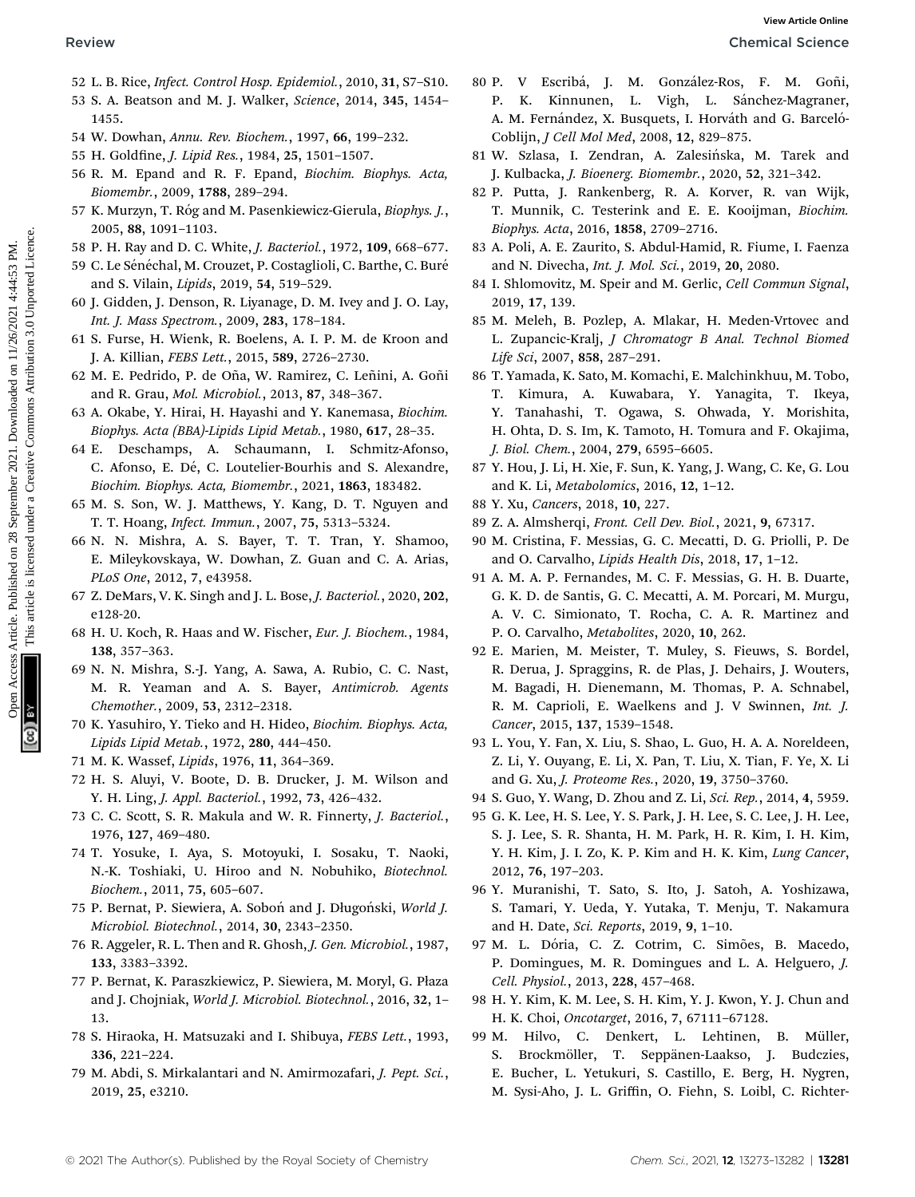52 L. B. Rice, *Infect. Control Hosp. Epidemiol.*, 2010, **31**, S7–S10.

53 S. A. Beatson and M. J. Walker, *Science*, 2014, **345**, 1454–1455.

54 W. Dowhan, *Annu. Rev. Biochem.*, 1997, **66**, 199–232.

55 H. Goldfine, *J. Lipid Res.*, 1984, **25**, 1501–1507.

56 R. M. Epand and R. F. Epand, *Biochim. Biophys. Acta, Biomembr.*, 2009, **1788**, 289–294.

57 K. Murzyn, T. Róg and M. Pasenkiewicz-Gierula, *Biophys. J.*, 2005, **88**, 1091–1103.

58 P. H. Ray and D. C. White, *J. Bacteriol.*, 1972, **109**, 668–677.

59 C. Le Sénéchal, M. Crouzet, P. Costaglioli, C. Barthe, C. Buré and S. Vilain, *Lipids*, 2019, **54**, 519–529.

60 J. Gidden, J. Denson, R. Liyanage, D. M. Ivey and J. O. Lay, *Int. J. Mass Spectrom.*, 2009, **283**, 178–184.

61 S. Furse, H. Wienk, R. Boelens, A. I. P. M. de Kroon and J. A. Killian, *FEBS Lett.*, 2015, **589**, 2726–2730.

62 M. E. Pedrido, P. de Oña, W. Ramirez, C. Leñini, A. Goñi and R. Grau, *Mol. Microbiol.*, 2013, **87**, 348–367.

63 A. Okabe, Y. Hirai, H. Hayashi and Y. Kanemasa, *Biochim. Biophys. Acta (BBA)-Lipids Lipid Metab.*, 1980, **617**, 28–35.

64 E. Deschamps, A. Schaumann, I. Schmitz-Afonso, C. Afonso, E. Dé, C. Loutelier-Bourhis and S. Alexandre, *Biochim. Biophys. Acta, Biomembr.*, 2021, **1863**, 183482.

65 M. S. Son, W. J. Matthews, Y. Kang, D. T. Nguyen and T. T. Hoang, *Infect. Immun.*, 2007, **75**, 5313–5324.

66 N. N. Mishra, A. S. Bayer, T. T. Tran, Y. Shamoo, E. Mileykovskaya, W. Dowhan, Z. Guan and C. A. Arias, *PLoS One*, 2012, **7**, e43958.

67 Z. DeMars, V. K. Singh and J. L. Bose, *J. Bacteriol.*, 2020, **202**, e128-20.

68 H. U. Koch, R. Haas and W. Fischer, *Eur. J. Biochem.*, 1984, **138**, 357–363.

69 N. N. Mishra, S.-J. Yang, A. Sawa, A. Rubio, C. C. Nast, M. R. Yeaman and A. S. Bayer, *Antimicrob. Agents Chemother.*, 2009, **53**, 2312–2318.

70 K. Yasuhiro, Y. Tieko and H. Hideo, *Biochim. Biophys. Acta, Lipids Lipid Metab.*, 1972, **280**, 444–450.

71 M. K. Wassef, *Lipids*, 1976, **11**, 364–369.

72 H. S. Aluyi, V. Boote, D. B. Drucker, J. M. Wilson and Y. H. Ling, *J. Appl. Bacteriol.*, 1992, **73**, 426–432.

73 C. C. Scott, S. R. Makula and W. R. Finnerty, *J. Bacteriol.*, 1976, **127**, 469–480.

74 T. Yosuke, I. Aya, S. Motoyuki, I. Sosaku, T. Naoki, N.-K. Toshiaki, U. Hiroo and N. Nobuhiko, *Biotechnol. Biochem.*, 2011, **75**, 605–607.

75 P. Bernat, P. Siewiera, A. Soboń and J. Długoński, *World J. Microbiol. Biotechnol.*, 2014, **30**, 2343–2350.

76 R. Aggeler, R. L. Then and R. Ghosh, *J. Gen. Microbiol.*, 1987, **133**, 3383–3392.

77 P. Bernat, K. Paraszkiewicz, P. Siewiera, M. Moryl, G. Płaza and J. Chojniak, *World J. Microbiol. Biotechnol.*, 2016, **32**, 1–13.

78 S. Hiraoka, H. Matsuzaki and I. Shibuya, *FEBS Lett.*, 1993, **336**, 221–224.

79 M. Abdi, S. Mirkalantari and N. Amirmozafari, *J. Pept. Sci.*, 2019, **25**, e3210.

80 P. V Escribá, J. M. González-Ros, F. M. Goñi, P. K. Kinnunen, L. Vigh, L. Sánchez-Magraner, A. M. Fernández, X. Busquets, I. Horváth and G. Barceló-Coblijn, *J Cell Mol Med*, 2008, **12**, 829–875.

81 W. Szlasa, I. Zendran, A. Zalesińska, M. Tarek and J. Kulbacka, *J. Bioenerg. Biomembr.*, 2020, **52**, 321–342.

82 P. Putta, J. Rankenberg, R. A. Korver, R. van Wijk, T. Munnik, C. Testerink and E. E. Kooijman, *Biochim. Biophys. Acta*, 2016, **1858**, 2709–2716.

83 A. Poli, A. E. Zaurito, S. Abdul-Hamid, R. Fiume, I. Faenza and N. Divecha, *Int. J. Mol. Sci.*, 2019, **20**, 2080.

84 I. Shlomovitz, M. Speir and M. Gerlic, *Cell Commun Signal*, 2019, **17**, 139.

85 M. Meleh, B. Pozlep, A. Mlakar, H. Meden-Vrtovec and L. Zupancic-Kralj, *J Chromatogr B Anal. Technol Biomed Life Sci*, 2007, **858**, 287–291.

86 T. Yamada, K. Sato, M. Komachi, E. Malchinkhuu, M. Tobo, T. Kimura, A. Kuwabara, Y. Yanagita, T. Ikeya, Y. Tanahashi, T. Ogawa, S. Ohwada, Y. Morishita, H. Ohta, D. S. Im, K. Tamoto, H. Tomura and F. Okajima, *J. Biol. Chem.*, 2004, **279**, 6595–6605.

87 Y. Hou, J. Li, H. Xie, F. Sun, K. Yang, J. Wang, C. Ke, G. Lou and K. Li, *Metabolomics*, 2016, **12**, 1–12.

88 Y. Xu, *Cancers*, 2018, **10**, 227.

89 Z. A. Almsherqi, *Front. Cell Dev. Biol.*, 2021, **9**, 67317.

90 M. Cristina, F. Messias, G. C. Mecatti, D. G. Priolli, P. De and O. Carvalho, *Lipids Health Dis*, 2018, **17**, 1–12.

91 A. M. A. P. Fernandes, M. C. F. Messias, G. H. B. Duarte, G. K. D. de Santis, G. C. Mecatti, A. M. Porcari, M. Murgu, A. V. C. Simionato, T. Rocha, C. A. R. Martinez and P. O. Carvalho, *Metabolites*, 2020, **10**, 262.

92 E. Marien, M. Meister, T. Muley, S. Fieuws, S. Bordel, R. Derua, J. Spraggins, R. de Plas, J. Dehairs, J. Wouters, M. Bagadi, H. Dienemann, M. Thomas, P. A. Schnabel, R. M. Caprioli, E. Waelkens and J. V Swinnen, *Int. J. Cancer*, 2015, **137**, 1539–1548.

93 L. You, Y. Fan, X. Liu, S. Shao, L. Guo, H. A. A. Noreldeen, Z. Li, Y. Ouyang, E. Li, X. Pan, T. Liu, X. Tian, F. Ye, X. Li and G. Xu, *J. Proteome Res.*, 2020, **19**, 3750–3760.

94 S. Guo, Y. Wang, D. Zhou and Z. Li, *Sci. Rep.*, 2014, **4**, 5959.

95 G. K. Lee, H. S. Lee, Y. S. Park, J. H. Lee, S. C. Lee, J. H. Lee, S. J. Lee, S. R. Shanta, H. M. Park, H. R. Kim, I. H. Kim, Y. H. Kim, J. I. Zo, K. P. Kim and H. K. Kim, *Lung Cancer*, 2012, **76**, 197–203.

96 Y. Muranishi, T. Sato, S. Ito, J. Satoh, A. Yoshizawa, S. Tamari, Y. Ueda, Y. Yutaka, T. Menju, T. Nakamura and H. Date, *Sci. Reports*, 2019, **9**, 1–10.

97 M. L. Dória, C. Z. Cotrim, C. Simões, B. Macedo, P. Domingues, M. R. Domingues and L. A. Helguero, *J. Cell. Physiol.*, 2013, **228**, 457–468.

98 H. Y. Kim, K. M. Lee, S. H. Kim, Y. J. Kwon, Y. J. Chun and H. K. Choi, *Oncotarget*, 2016, **7**, 67111–67128.

99 M. Hilvo, C. Denkert, L. Lehtinen, B. Müller, S. Brockmöller, T. Seppänen-Laakso, J. Budczies, E. Bucher, L. Yetukuri, S. Castillo, E. Berg, H. Nygren, M. Sysi-Aho, J. L. Griffin, O. Fiehn, S. Loibl, C. Richter-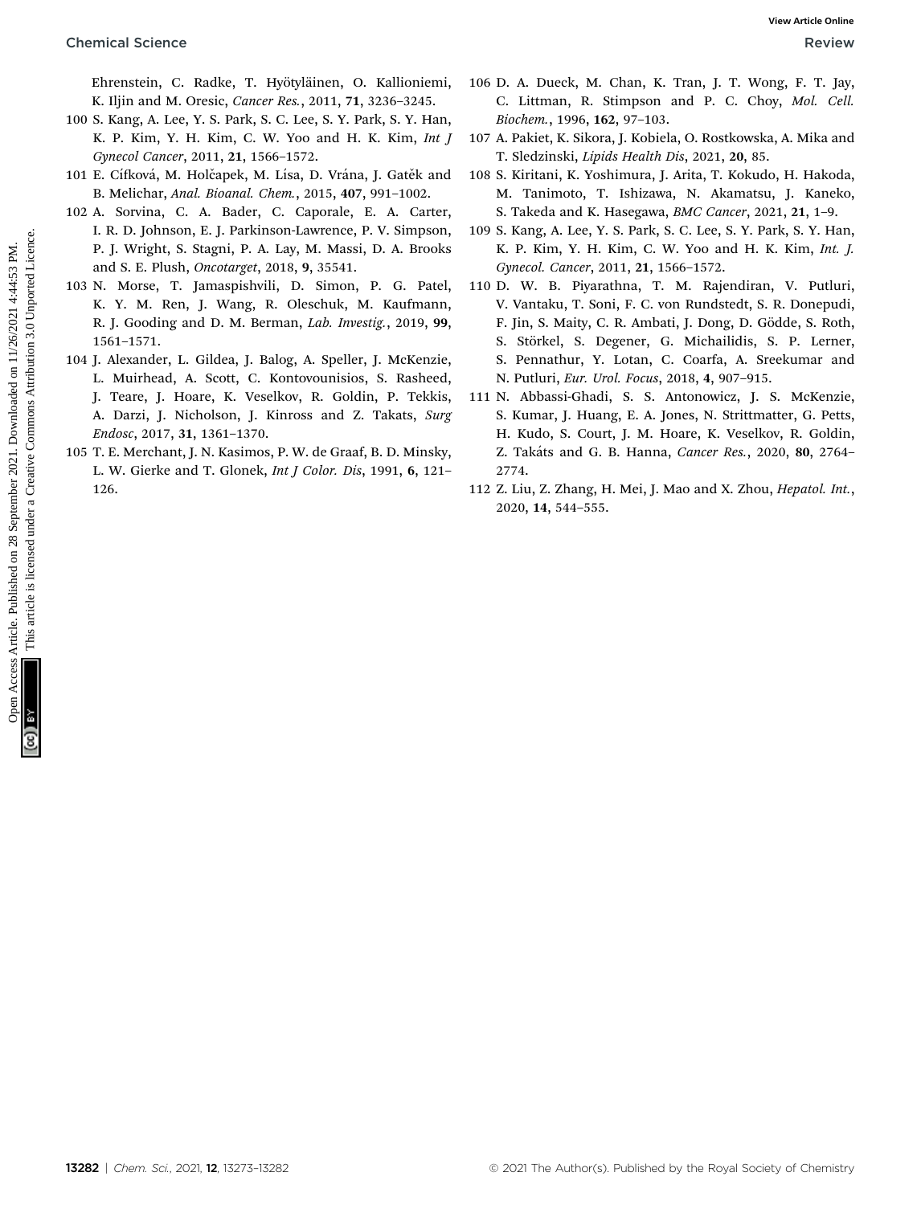Ehrenstein, C. Radke, T. Hyötyläinen, O. Kallioniemi, K. Iljin and M. Oresic, *Cancer Res.*, 2011, **71**, 3236–3245.

100 S. Kang, A. Lee, Y. S. Park, S. C. Lee, S. Y. Park, S. Y. Han, K. P. Kim, Y. H. Kim, C. W. Yoo and H. K. Kim, *Int J Gynecol Cancer*, 2011, **21**, 1566–1572.

101 E. Cífková, M. Holčapek, M. Lísa, D. Vrána, J. Gatěk and B. Melichar, *Anal. Bioanal. Chem.*, 2015, **407**, 991–1002.

102 A. Sorvina, C. A. Bader, C. Caporale, E. A. Carter, I. R. D. Johnson, E. J. Parkinson-Lawrence, P. V. Simpson, P. J. Wright, S. Stagni, P. A. Lay, M. Massi, D. A. Brooks and S. E. Plush, *Oncotarget*, 2018, **9**, 35541.

103 N. Morse, T. Jamaspishvili, D. Simon, P. G. Patel, K. Y. M. Ren, J. Wang, R. Oleschuk, M. Kaufmann, R. J. Gooding and D. M. Berman, *Lab. Investig.*, 2019, **99**, 1561–1571.

104 J. Alexander, L. Gildea, J. Balog, A. Speller, J. McKenzie, L. Muirhead, A. Scott, C. Kontovounisios, S. Rasheed, J. Teare, J. Hoare, K. Veselkov, R. Goldin, P. Tekkis, A. Darzi, J. Nicholson, J. Kinross and Z. Takats, *Surg Endosc*, 2017, **31**, 1361–1370.

105 T. E. Merchant, J. N. Kasimos, P. W. de Graaf, B. D. Minsky, L. W. Gierke and T. Glonek, *Int J Color. Dis*, 1991, **6**, 121–126.

106 D. A. Dueck, M. Chan, K. Tran, J. T. Wong, F. T. Jay, C. Littman, R. Stimpson and P. C. Choy, *Mol. Cell. Biochem.*, 1996, **162**, 97–103.

107 A. Pakiet, K. Sikora, J. Kobiela, O. Rostkowska, A. Mika and T. Sledzinski, *Lipids Health Dis*, 2021, **20**, 85.

108 S. Kiritani, K. Yoshimura, J. Arita, T. Kokudo, H. Hakoda, M. Tanimoto, T. Ishizawa, N. Akamatsu, J. Kaneko, S. Takeda and K. Hasegawa, *BMC Cancer*, 2021, **21**, 1–9.

109 S. Kang, A. Lee, Y. S. Park, S. C. Lee, S. Y. Park, S. Y. Han, K. P. Kim, Y. H. Kim, C. W. Yoo and H. K. Kim, *Int. J. Gynecol. Cancer*, 2011, **21**, 1566–1572.

110 D. W. B. Piyarathna, T. M. Rajendiran, V. Putluri, V. Vantaku, T. Soni, F. C. von Rundstedt, S. R. Donepudi, F. Jin, S. Maity, C. R. Ambati, J. Dong, D. Gödde, S. Roth, S. Störkel, S. Degener, G. Michailidis, S. P. Lerner, S. Pennathur, Y. Lotan, C. Coarfa, A. Sreekumar and N. Putluri, *Eur. Urol. Focus*, 2018, **4**, 907–915.

111 N. Abbassi-Ghadi, S. S. Antonowicz, J. S. McKenzie, S. Kumar, J. Huang, E. A. Jones, N. Strittmatter, G. Petts, H. Kudo, S. Court, J. M. Hoare, K. Veselkov, R. Goldin, Z. Takáts and G. B. Hanna, *Cancer Res.*, 2020, **80**, 2764–2774.

112 Z. Liu, Z. Zhang, H. Mei, J. Mao and X. Zhou, *Hepatol. Int.*, 2020, **14**, 544–555.